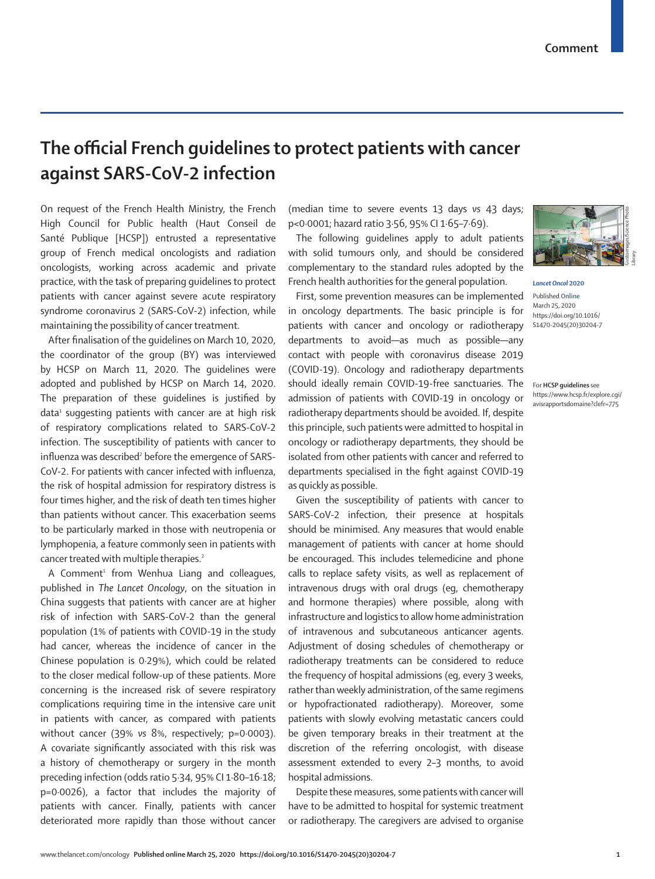# The official French guidelines to protect patients with cancer against SARS-CoV-2 infection

On request of the French Health Ministry, the French High Council for Public health (Haut Conseil de Santé Publique [HCSP]) entrusted a representative group of French medical oncologists and radiation oncologists, working across academic and private practice, with the task of preparing guidelines to protect patients with cancer against severe acute respiratory syndrome coronavirus 2 (SARS-CoV-2) infection, while maintaining the possibility of cancer treatment.

After finalisation of the guidelines on March 10, 2020, the coordinator of the group (BY) was interviewed by HCSP on March 11, 2020. The guidelines were adopted and published by HCSP on March 14, 2020. The preparation of these guidelines is justified by data[1] suggesting patients with cancer are at high risk of respiratory complications related to SARS-CoV-2 infection. The susceptibility of patients with cancer to influenza was described[2] before the emergence of SARS-CoV-2. For patients with cancer infected with influenza, the risk of hospital admission for respiratory distress is four times higher, and the risk of death ten times higher than patients without cancer. This exacerbation seems to be particularly marked in those with neutropenia or lymphopenia, a feature commonly seen in patients with cancer treated with multiple therapies.[2]

A Comment[1] from Wenhua Liang and colleagues, published in *The Lancet Oncology*, on the situation in China suggests that patients with cancer are at higher risk of infection with SARS-CoV-2 than the general population (1% of patients with COVID-19 in the study had cancer, whereas the incidence of cancer in the Chinese population is 0·29%), which could be related to the closer medical follow-up of these patients. More concerning is the increased risk of severe respiratory complications requiring time in the intensive care unit in patients with cancer, as compared with patients without cancer (39% *vs* 8%, respectively; p=0·0003). A covariate significantly associated with this risk was a history of chemotherapy or surgery in the month preceding infection (odds ratio 5·34, 95% CI 1·80–16·18; p=0·0026), a factor that includes the majority of patients with cancer. Finally, patients with cancer deteriorated more rapidly than those without cancer (median time to severe events 13 days *vs* 43 days; p<0·0001; hazard ratio 3·56, 95% CI 1·65–7·69).

The following guidelines apply to adult patients with solid tumours only, and should be considered complementary to the standard rules adopted by the French health authorities for the general population.

First, some prevention measures can be implemented in oncology departments. The basic principle is for patients with cancer and oncology or radiotherapy departments to avoid—as much as possible—any contact with people with coronavirus disease 2019 (COVID-19). Oncology and radiotherapy departments should ideally remain COVID-19-free sanctuaries. The admission of patients with COVID-19 in oncology or radiotherapy departments should be avoided. If, despite this principle, such patients were admitted to hospital in oncology or radiotherapy departments, they should be isolated from other patients with cancer and referred to departments specialised in the fight against COVID-19 as quickly as possible.

Given the susceptibility of patients with cancer to SARS-CoV-2 infection, their presence at hospitals should be minimised. Any measures that would enable management of patients with cancer at home should be encouraged. This includes telemedicine and phone calls to replace safety visits, as well as replacement of intravenous drugs with oral drugs (eg, chemotherapy and hormone therapies) where possible, along with infrastructure and logistics to allow home administration of intravenous and subcutaneous anticancer agents. Adjustment of dosing schedules of chemotherapy or radiotherapy treatments can be considered to reduce the frequency of hospital admissions (eg, every 3 weeks, rather than weekly administration, of the same regimens or hypofractionated radiotherapy). Moreover, some patients with slowly evolving metastatic cancers could be given temporary breaks in their treatment at the discretion of the referring oncologist, with disease assessment extended to every 2–3 months, to avoid hospital admissions.

Despite these measures, some patients with cancer will have to be admitted to hospital for systemic treatment or radiotherapy. The caregivers are advised to organise

*Lancet Oncol* 2020

Published **Online** March 25, 2020 https://doi.org/10.1016/S1470-2045(20)30204-7

For **HCSP guidelines** see https://www.hcsp.fr/explore.cgi/avisrapportsdomaine?clefr=775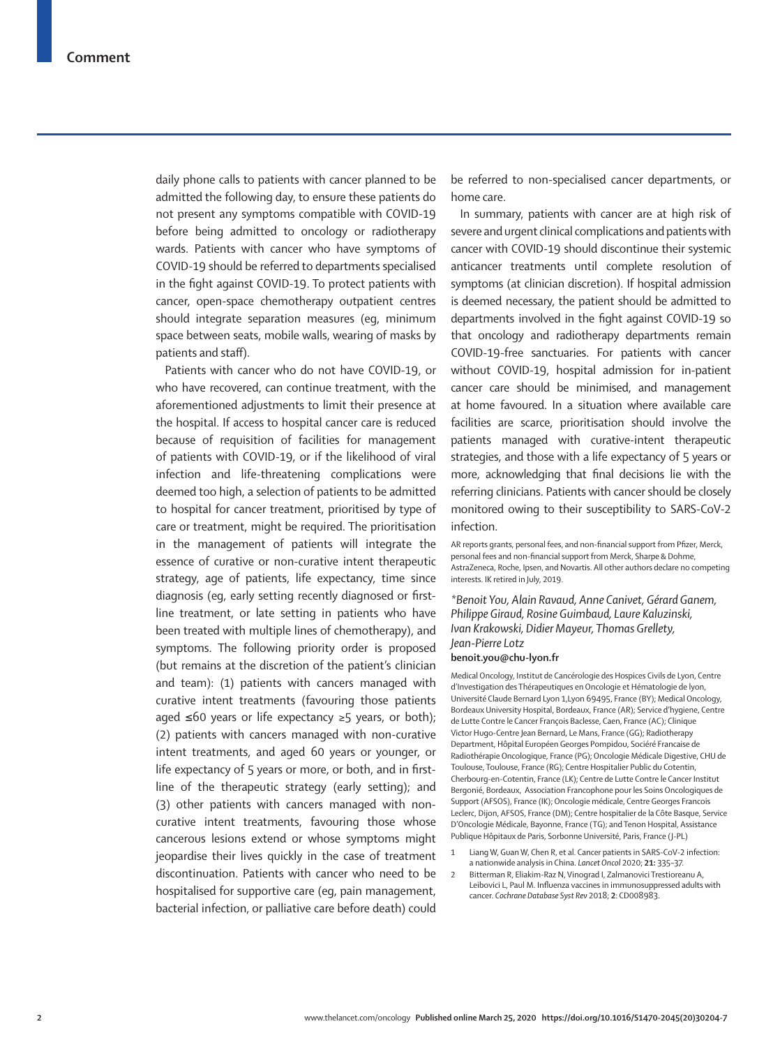daily phone calls to patients with cancer planned to be admitted the following day, to ensure these patients do not present any symptoms compatible with COVID-19 before being admitted to oncology or radiotherapy wards. Patients with cancer who have symptoms of COVID-19 should be referred to departments specialised in the fight against COVID-19. To protect patients with cancer, open-space chemotherapy outpatient centres should integrate separation measures (eg, minimum space between seats, mobile walls, wearing of masks by patients and staff).

Patients with cancer who do not have COVID-19, or who have recovered, can continue treatment, with the aforementioned adjustments to limit their presence at the hospital. If access to hospital cancer care is reduced because of requisition of facilities for management of patients with COVID-19, or if the likelihood of viral infection and life-threatening complications were deemed too high, a selection of patients to be admitted to hospital for cancer treatment, prioritised by type of care or treatment, might be required. The prioritisation in the management of patients will integrate the essence of curative or non-curative intent therapeutic strategy, age of patients, life expectancy, time since diagnosis (eg, early setting recently diagnosed or first-line treatment, or late setting in patients who have been treated with multiple lines of chemotherapy), and symptoms. The following priority order is proposed (but remains at the discretion of the patient's clinician and team): (1) patients with cancers managed with curative intent treatments (favouring those patients aged ≤60 years or life expectancy ≥5 years, or both); (2) patients with cancers managed with non-curative intent treatments, and aged 60 years or younger, or life expectancy of 5 years or more, or both, and in first-line of the therapeutic strategy (early setting); and (3) other patients with cancers managed with non-curative intent treatments, favouring those whose cancerous lesions extend or whose symptoms might jeopardise their lives quickly in the case of treatment discontinuation. Patients with cancer who need to be hospitalised for supportive care (eg, pain management, bacterial infection, or palliative care before death) could be referred to non-specialised cancer departments, or home care.

In summary, patients with cancer are at high risk of severe and urgent clinical complications and patients with cancer with COVID-19 should discontinue their systemic anticancer treatments until complete resolution of symptoms (at clinician discretion). If hospital admission is deemed necessary, the patient should be admitted to departments involved in the fight against COVID-19 so that oncology and radiotherapy departments remain COVID-19-free sanctuaries. For patients with cancer without COVID-19, hospital admission for in-patient cancer care should be minimised, and management at home favoured. In a situation where available care facilities are scarce, prioritisation should involve the patients managed with curative-intent therapeutic strategies, and those with a life expectancy of 5 years or more, acknowledging that final decisions lie with the referring clinicians. Patients with cancer should be closely monitored owing to their susceptibility to SARS-CoV-2 infection.

AR reports grants, personal fees, and non-financial support from Pfizer, Merck, personal fees and non-financial support from Merck, Sharpe & Dohme, AstraZeneca, Roche, Ipsen, and Novartis. All other authors declare no competing interests. IK retired in July, 2019.

*\*Benoit You, Alain Ravaud, Anne Canivet, Gérard Ganem, Philippe Giraud, Rosine Guimbaud, Laure Kaluzinski, Ivan Krakowski, Didier Mayeur, Thomas Grellety, Jean-Pierre Lotz*

**benoit.you@chu-lyon.fr**

Medical Oncology, Institut de Cancérologie des Hospices Civils de Lyon, Centre d'Investigation des Thérapeutiques en Oncologie et Hématologie de lyon, Université Claude Bernard Lyon 1,Lyon 69495, France (BY); Medical Oncology, Bordeaux University Hospital, Bordeaux, France (AR); Service d'hygiene, Centre de Lutte Contre le Cancer François Baclesse, Caen, France (AC); Clinique Victor Hugo-Centre Jean Bernard, Le Mans, France (GG); Radiotherapy Department, Hôpital Européen Georges Pompidou, Sociéré Francaise de Radiothérapie Oncologique, France (PG); Oncologie Médicale Digestive, CHU de Toulouse, Toulouse, France (RG); Centre Hospitalier Public du Cotentin, Cherbourg-en-Cotentin, France (LK); Centre de Lutte Contre le Cancer Institut Bergonié, Bordeaux, Association Francophone pour les Soins Oncologiques de Support (AFSOS), France (IK); Oncologie médicale, Centre Georges Francois Leclerc, Dijon, AFSOS, France (DM); Centre hospitalier de la Côte Basque, Service D'Oncologie Médicale, Bayonne, France (TG); and Tenon Hospital, Assistance Publique Hôpitaux de Paris, Sorbonne Université, Paris, France (J-PL)

1. Liang W, Guan W, Chen R, et al. Cancer patients in SARS-CoV-2 infection: a nationwide analysis in China. *Lancet Oncol* 2020; **21:** 335–37.
2. Bitterman R, Eliakim-Raz N, Vinograd I, Zalmanovici Trestioreanu A, Leibovici L, Paul M. Influenza vaccines in immunosuppressed adults with cancer. *Cochrane Database Syst Rev* 2018; **2**: CD008983.